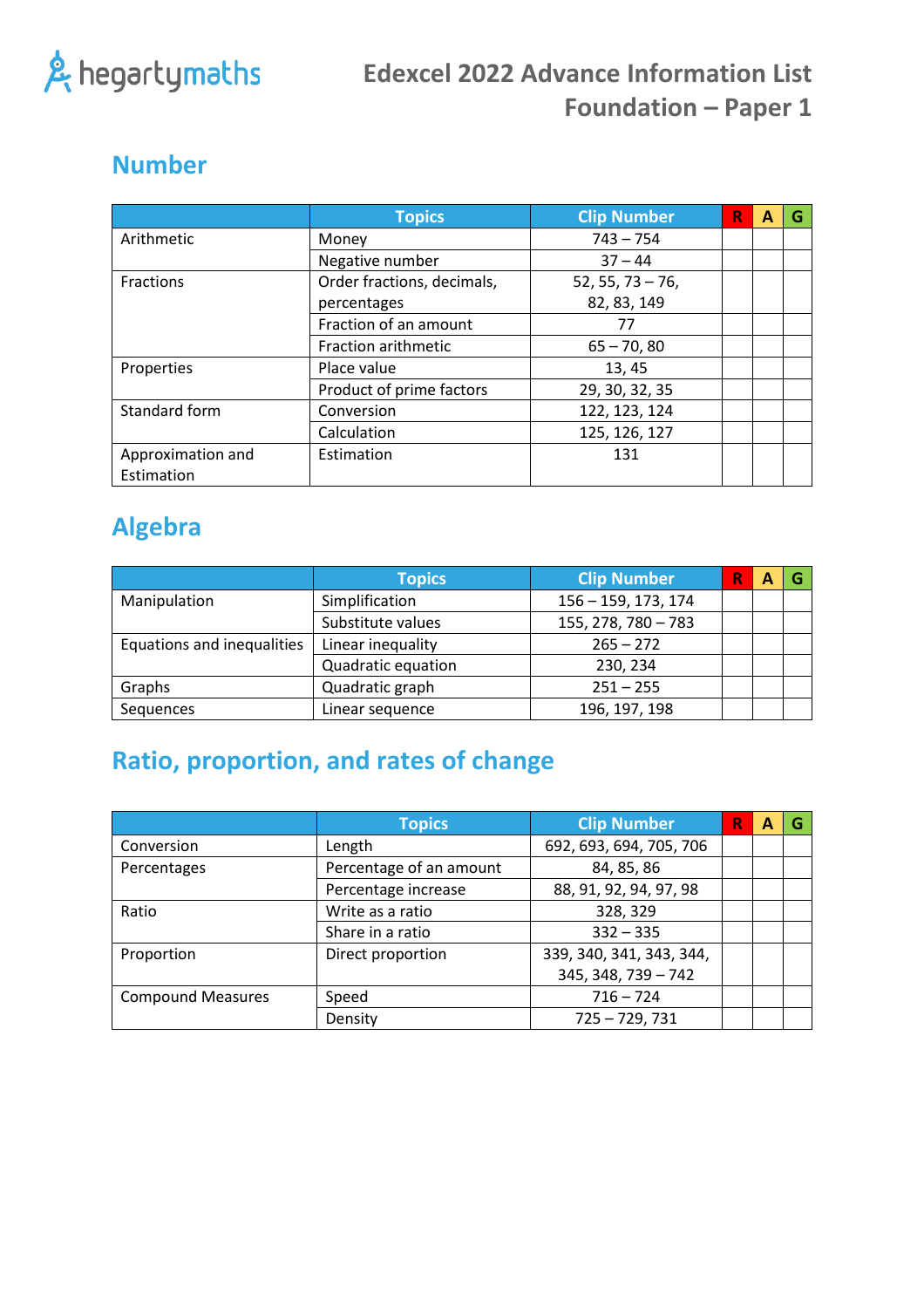# Edexcel 2022 Advance Information List Foundation – Paper 1

## Number

| | Topics | Clip Number | R | A | G |
|---|---|---|---|---|---|
| Arithmetic | Money | 743 – 754 | | | |
| | Negative number | 37 – 44 | | | |
| Fractions | Order fractions, decimals, percentages | 52, 55, 73 – 76, 82, 83, 149 | | | |
| | Fraction of an amount | 77 | | | |
| | Fraction arithmetic | 65 – 70, 80 | | | |
| Properties | Place value | 13, 45 | | | |
| | Product of prime factors | 29, 30, 32, 35 | | | |
| Standard form | Conversion | 122, 123, 124 | | | |
| | Calculation | 125, 126, 127 | | | |
| Approximation and Estimation | Estimation | 131 | | | |

## Algebra

| | Topics | Clip Number | R | A | G |
|---|---|---|---|---|---|
| Manipulation | Simplification | 156 – 159, 173, 174 | | | |
| | Substitute values | 155, 278, 780 – 783 | | | |
| Equations and inequalities | Linear inequality | 265 – 272 | | | |
| | Quadratic equation | 230, 234 | | | |
| Graphs | Quadratic graph | 251 – 255 | | | |
| Sequences | Linear sequence | 196, 197, 198 | | | |

## Ratio, proportion, and rates of change

| | Topics | Clip Number | R | A | G |
|---|---|---|---|---|---|
| Conversion | Length | 692, 693, 694, 705, 706 | | | |
| Percentages | Percentage of an amount | 84, 85, 86 | | | |
| | Percentage increase | 88, 91, 92, 94, 97, 98 | | | |
| Ratio | Write as a ratio | 328, 329 | | | |
| | Share in a ratio | 332 – 335 | | | |
| Proportion | Direct proportion | 339, 340, 341, 343, 344, 345, 348, 739 – 742 | | | |
| Compound Measures | Speed | 716 – 724 | | | |
| | Density | 725 – 729, 731 | | | |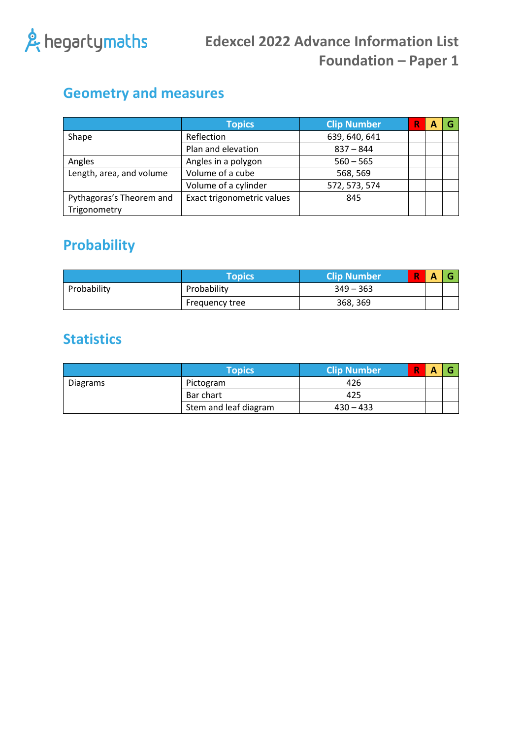# Edexcel 2022 Advance Information List
## Foundation – Paper 1

## Geometry and measures

| | Topics | Clip Number | R | A | G |
|---|---|---|---|---|---|
| Shape | Reflection | 639, 640, 641 | | | |
| | Plan and elevation | 837 – 844 | | | |
| Angles | Angles in a polygon | 560 – 565 | | | |
| Length, area, and volume | Volume of a cube | 568, 569 | | | |
| | Volume of a cylinder | 572, 573, 574 | | | |
| Pythagoras's Theorem and Trigonometry | Exact trigonometric values | 845 | | | |

## Probability

| | Topics | Clip Number | R | A | G |
|---|---|---|---|---|---|
| Probability | Probability | 349 – 363 | | | |
| | Frequency tree | 368, 369 | | | |

## Statistics

| | Topics | Clip Number | R | A | G |
|---|---|---|---|---|---|
| Diagrams | Pictogram | 426 | | | |
| | Bar chart | 425 | | | |
| | Stem and leaf diagram | 430 – 433 | | | |